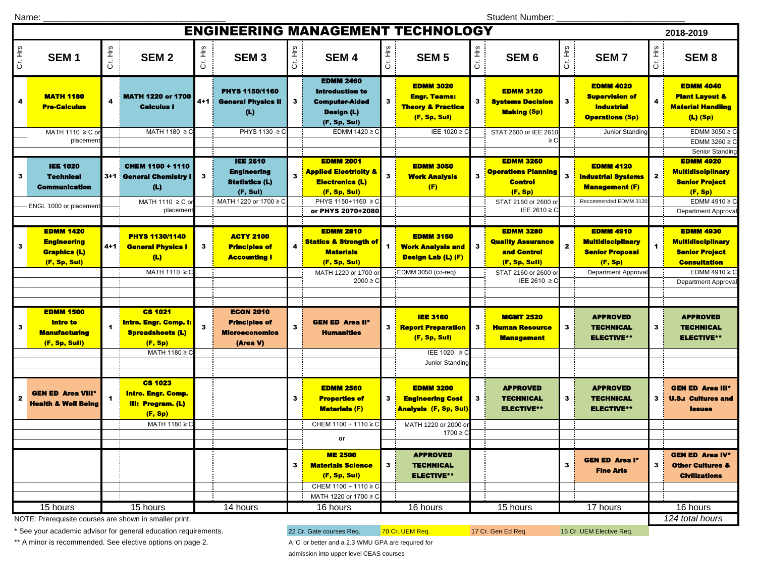Name: ______________________________ Student Number: ______________________

# ENGINEERING MANAGEMENT TECHNOLOGY

2018-2019

| Cr. Hrs | SEM 1 | Cr. Hrs | SEM 2 | Cr. Hrs | SEM 3 | Cr. Hrs | SEM 4 | Cr. Hrs | SEM 5 | Cr. Hrs | SEM 6 | Cr. Hrs | SEM 7 | Cr. Hrs | SEM 8 |
|---|---|---|---|---|---|---|---|---|---|---|---|---|---|---|---|
| 4 | **MATH 1180 Pre-Calculus** | 4 | **MATH 1220 or 1700 Calculus I** | 4+1 | **PHYS 1150/1160 General Physics II (L)** | 3 | **EDMM 2460 Introduction to Computer-Aided Design (L) (F, Sp, Sul)** | 3 | **EDMM 3020 Engr. Teams: Theory & Practice (F, Sp, Sul)** | 3 | **EDMM 3120 Systems Decision Making (Sp)** | 3 | **EDMM 4020 Supervision of Industrial Operations (Sp)** | 4 | **EDMM 4040 Plant Layout & Material Handling (L) (Sp)** |
| | MATH 1110 ≥ C or placement | | MATH 1180 ≥ C | | PHYS 1130 ≥ C | | EDMM 1420 ≥ C | | IEE 1020 ≥ C | | STAT 2600 or IEE 2610 ≥ C | | Junior Standing | | EDMM 3050 ≥ C; EDMM 3260 ≥ C; Senior Standing |
| 3 | **IEE 1020 Technical Communication** | 3+1 | **CHEM 1100 + 1110 General Chemistry I (L)** | 3 | **IEE 2610 Engineering Statistics (L) (F, Sul)** | 3 | **EDMM 2001 Applied Electricity & Electronics (L) (F, Sp, Sul)** | 3 | **EDMM 3050 Work Analysis (F)** | 3 | **EDMM 3260 Operations Planning Control (F, Sp)** | 3 | **EDMM 4120 Industrial Systems Management (F)** | 2 | **EDMM 4920 Multidisciplinary Senior Project (F, Sp)** |
| | ENGL 1000 or placement | | MATH 1110 ≥ C or placement | | MATH 1220 or 1700 ≥ C | | PHYS 1150+1160 ≥ C **or PHYS 2070+2080** | | | | STAT 2160 or 2600 or IEE 2610 ≥ C | | Recommended EDMM 3120 | | EDMM 4910 ≥ C; Department Approval |
| 3 | **EDMM 1420 Engineering Graphics (L) (F, Sp, Sul)** | 4+1 | **PHYS 1130/1140 General Physics I (L)** | 3 | **ACTY 2100 Principles of Accounting I** | 4 | **EDMM 2810 Statics & Strength of Materials (F, Sp, Sul)** | 1 | **EDMM 3150 Work Analysis and Design Lab (L) (F)** | 3 | **EDMM 3280 Quality Assurance and Control (F, Sp, Sull)** | 2 | **EDMM 4910 Multidisciplinary Senior Proposal (F, Sp)** | 1 | **EDMM 4930 Multidisciplinary Senior Project Consultation** |
| | | | MATH 1110 ≥ C | | | | MATH 1220 or 1700 or 2000 ≥ C | | EDMM 3050 (co-req) | | STAT 2160 or 2600 or IEE 2610 ≥ C | | Department Approval | | EDMM 4910 ≥ C; Department Approval |
| 3 | **EDMM 1500 Intro to Manufacturing (F, Sp, Sull)** | 1 | **CS 1021 Intro. Engr. Comp. I: Spreadsheets (L) (F, Sp)** | 3 | **ECON 2010 Principles of Microeconomics (Area V)** | 3 | **GEN ED Area II* Humanities** | 3 | **IEE 3160 Report Preparation (F, Sp, Sul)** | 3 | **MGMT 2520 Human Resource Management** | 3 | **APPROVED TECHNICAL ELECTIVE**** | 3 | **APPROVED TECHNICAL ELECTIVE**** |
| | | | MATH 1180 ≥ C | | | | | | IEE 1020 ≥ C; Junior Standing | | | | | | |
| 2 | **GEN ED Area VIII* Health & Well Being** | 1 | **CS 1023 Intro. Engr. Comp. III: Program. (L) (F, Sp)** | | | 3 | **EDMM 2560 Properties of Materials (F)** | 3 | **EDMM 3200 Engineering Cost Analysis (F, Sp, Sul)** | 3 | **APPROVED TECHNICAL ELECTIVE**** | 3 | **APPROVED TECHNICAL ELECTIVE**** | 3 | **GEN ED Area III* U.S.: Cultures and Issues** |
| | | | MATH 1180 ≥ C | | | | CHEM 1100 + 1110 ≥ C; or | | MATH 1220 or 2000 or 1700 ≥ C | | | | | | |
| | | | | | | 3 | **ME 2500 Materials Science (F, Sp, Sul)** | 3 | **APPROVED TECHNICAL ELECTIVE**** | | | 3 | **GEN ED Area I* Fine Arts** | 3 | **GEN ED Area IV* Other Cultures & Civilizations** |
| | | | | | | | CHEM 1100 + 1110 ≥ C; MATH 1220 or 1700 ≥ C | | | | | | | | |
| | 15 hours | | 15 hours | | 14 hours | | 16 hours | | 16 hours | | 15 hours | | 17 hours | | 16 hours |

*124 total hours*

NOTE: Prerequisite courses are shown in smaller print.

\* See your academic advisor for general education requirements.

** A minor is recommended. See elective options on page 2.

22 Cr. Gate courses Req. | 70 Cr. UEM Req. | 17 Cr. Gen Ed Req. | 15 Cr. UEM Elective Req.

A 'C' or better and a 2.3 WMU GPA are required for admission into upper level CEAS courses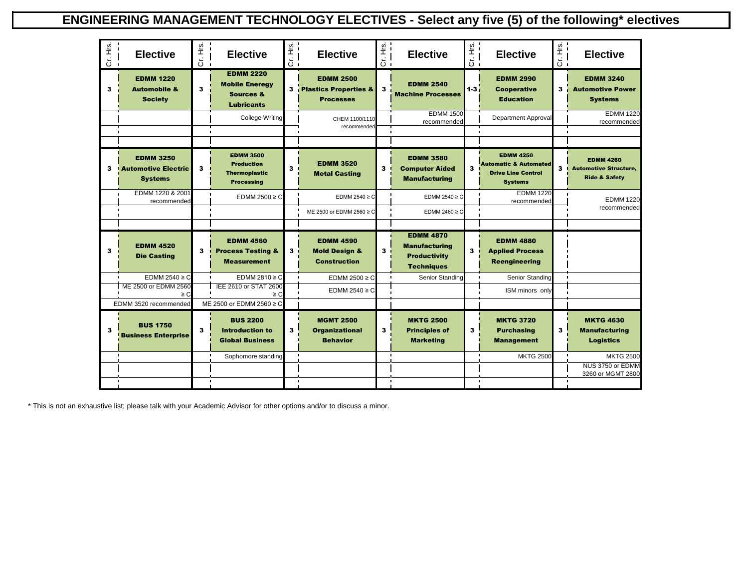# ENGINEERING MANAGEMENT TECHNOLOGY ELECTIVES - Select any five (5) of the following* electives

| Cr. Hrs. | Elective | Cr. Hrs. | Elective | Cr. Hrs. | Elective | Cr. Hrs. | Elective | Cr. Hrs. | Elective | Cr. Hrs. | Elective |
|---|---|---|---|---|---|---|---|---|---|---|---|
| 3 | **EDMM 1220 Automobile & Society** | 3 | **EDMM 2220 Mobile Eneregy Sources & Lubricants** | 3 | **EDMM 2500 Plastics Properties & Processes** | 3 | **EDMM 2540 Machine Processes** | 1-3 | **EDMM 2990 Cooperative Education** | 3 | **EDMM 3240 Automotive Power Systems** |
| | | | College Writing | | CHEM 1100/1110 recommended | | EDMM 1500 recommended | | Department Approval | | EDMM 1220 recommended |
| 3 | **EDMM 3250 Automotive Electric Systems** | 3 | **EDMM 3500 Production Thermoplastic Processing** | 3 | **EDMM 3520 Metal Casting** | 3 | **EDMM 3580 Computer Aided Manufacturing** | 3 | **EDMM 4250 Automatic & Automated Drive Line Control Systems** | 3 | **EDMM 4260 Automotive Structure, Ride & Safety** |
| | EDMM 1220 & 2001 recommended | | EDMM 2500 ≥ C | | EDMM 2540 ≥ C | | EDMM 2540 ≥ C | | EDMM 1220 recommended | | EDMM 1220 recommended |
| | | | | | ME 2500 or EDMM 2560 ≥ C | | EDMM 2460 ≥ C | | | | |
| 3 | **EDMM 4520 Die Casting** | 3 | **EDMM 4560 Process Testing & Measurement** | 3 | **EDMM 4590 Mold Design & Construction** | 3 | **EDMM 4870 Manufacturing Productivity Techniques** | 3 | **EDMM 4880 Applied Process Reengineering** | | |
| | EDMM 2540 ≥ C | | EDMM 2810 ≥ C | | EDMM 2500 ≥ C | | Senior Standing | | Senior Standing | | |
| | ME 2500 or EDMM 2560 ≥ C | | IEE 2610 or STAT 2600 ≥ C | | EDMM 2540 ≥ C | | | | ISM minors only | | |
| | EDMM 3520 recommended | | ME 2500 or EDMM 2560 ≥ C | | | | | | | | |
| 3 | **BUS 1750 Business Enterprise** | 3 | **BUS 2200 Introduction to Global Business** | 3 | **MGMT 2500 Organizational Behavior** | 3 | **MKTG 2500 Principles of Marketing** | 3 | **MKTG 3720 Purchasing Management** | 3 | **MKTG 4630 Manufacturing Logistics** |
| | | | Sophomore standing | | | | | | MKTG 2500 | | MKTG 2500 |
| | | | | | | | | | | | NUS 3750 or EDMM 3260 or MGMT 2800 |

* This is not an exhaustive list; please talk with your Academic Advisor for other options and/or to discuss a minor.